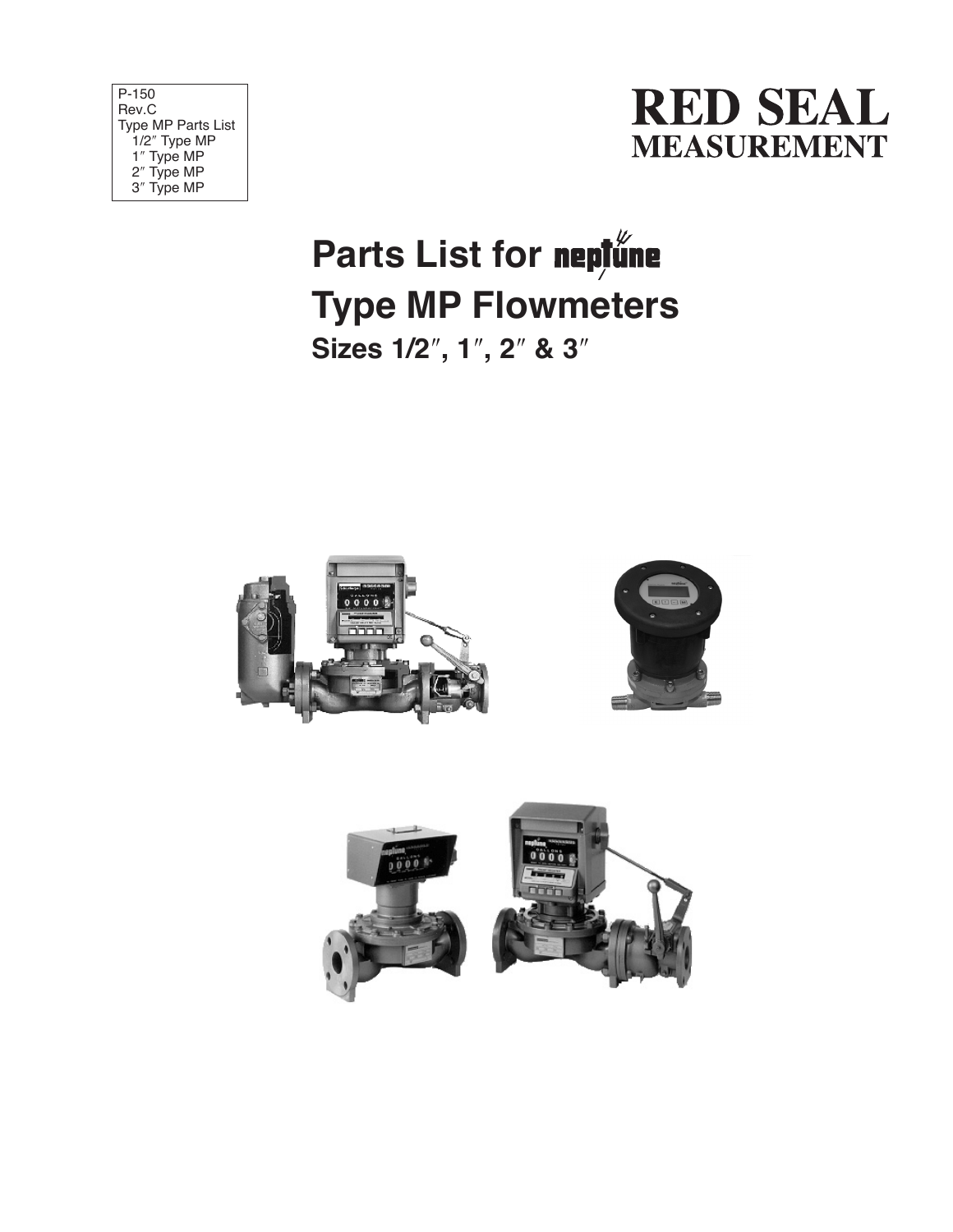P-150
Rev.C
Type MP Parts List
1/2″ Type MP
1″ Type MP
2″ Type MP
3″ Type MP

**RED SEAL**
**MEASUREMENT**

# Parts List for neptune Type MP Flowmeters

## Sizes 1/2″, 1″, 2″ & 3″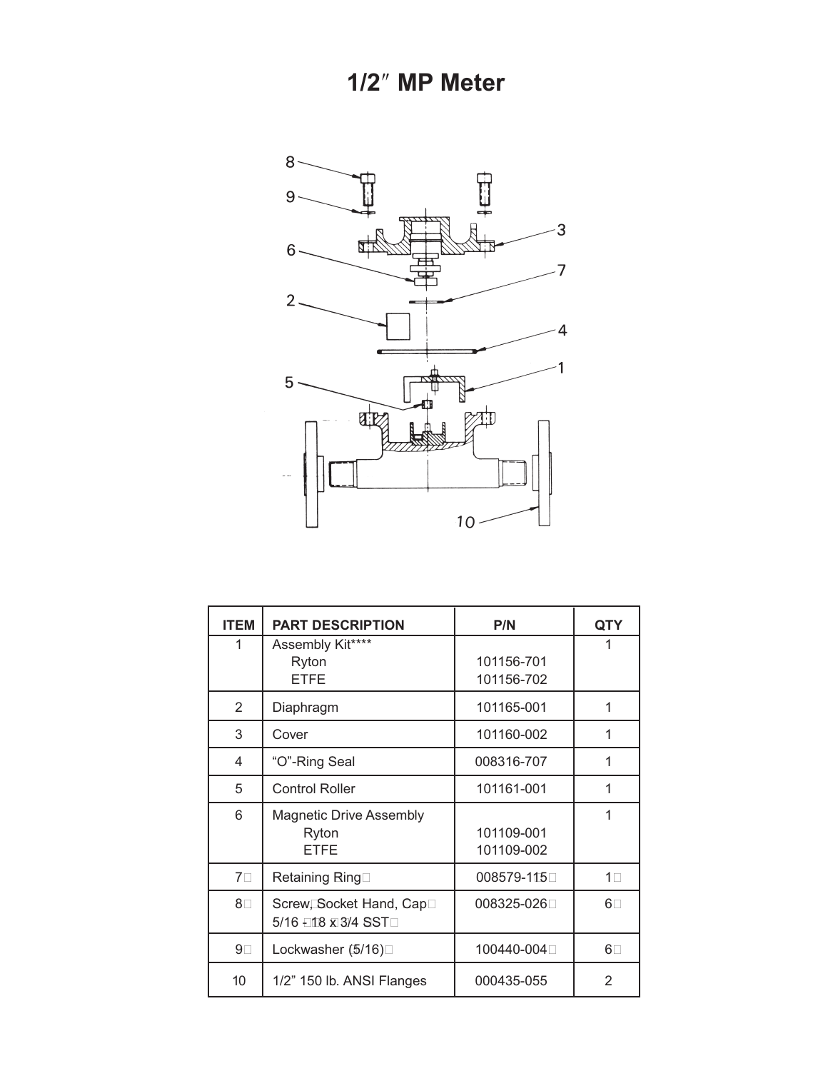# 1/2″ MP Meter

| ITEM | PART DESCRIPTION | P/N | QTY |
|---|---|---|---|
| 1 | Assembly Kit****<br>Ryton<br>ETFE | <br>101156-701<br>101156-702 | 1 |
| 2 | Diaphragm | 101165-001 | 1 |
| 3 | Cover | 101160-002 | 1 |
| 4 | "O"-Ring Seal | 008316-707 | 1 |
| 5 | Control Roller | 101161-001 | 1 |
| 6 | Magnetic Drive Assembly<br>Ryton<br>ETFE | <br>101109-001<br>101109-002 | 1 |
| 7 | Retaining Ring | 008579-115 | 1 |
| 8 | Screw, Socket Hand, Cap<br>5/16 - 18 x 3/4 SST | 008325-026 | 6 |
| 9 | Lockwasher (5/16) | 100440-004 | 6 |
| 10 | 1/2" 150 lb. ANSI Flanges | 000435-055 | 2 |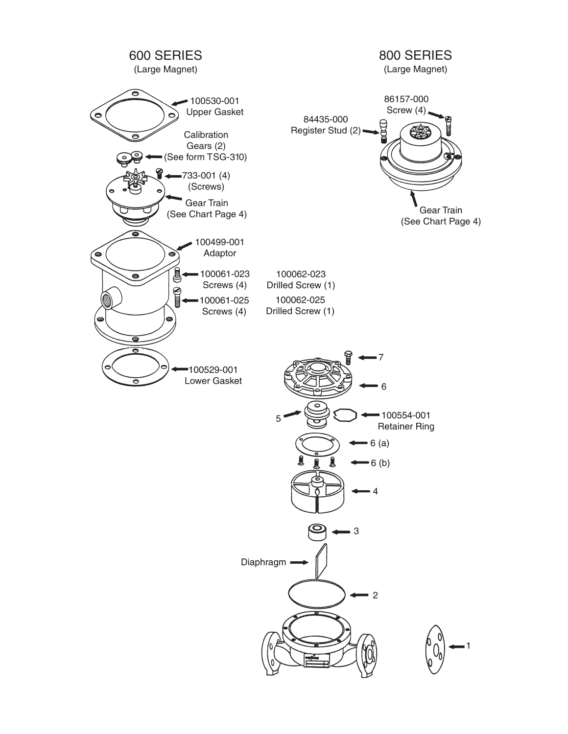## 600 SERIES
(Large Magnet)

100530-001 Upper Gasket

Calibration Gears (2) (See form TSG-310)

733-001 (4) (Screws)

Gear Train (See Chart Page 4)

100499-001 Adaptor

100061-023 Screws (4)

100061-025 Screws (4)

100062-023 Drilled Screw (1)

100062-025 Drilled Screw (1)

100529-001 Lower Gasket

## 800 SERIES
(Large Magnet)

86157-000 Screw (4)

84435-000 Register Stud (2)

Gear Train (See Chart Page 4)

7

6

5

100554-001 Retainer Ring

6 (a)

6 (b)

4

3

Diaphragm

2

1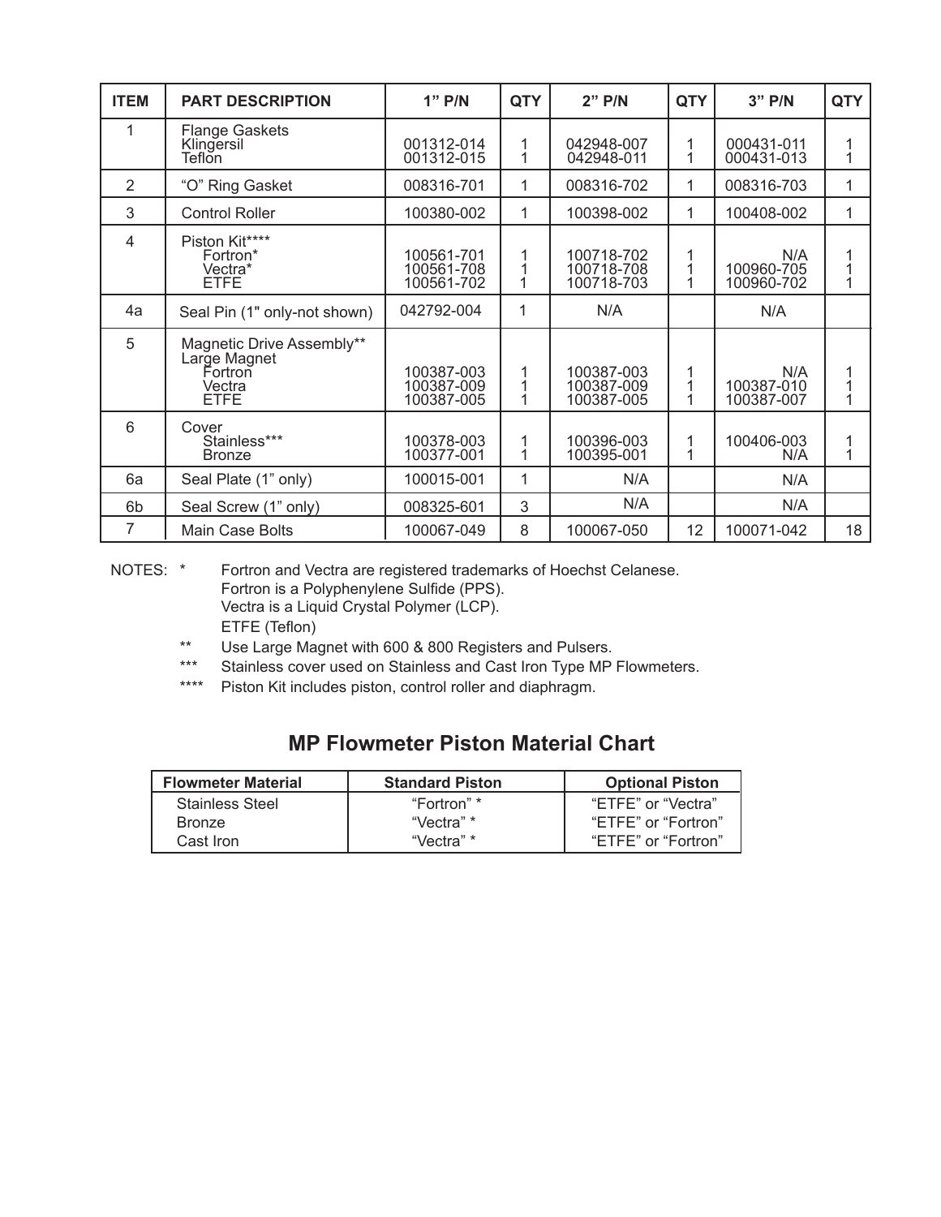| ITEM | PART DESCRIPTION | 1" P/N | QTY | 2" P/N | QTY | 3" P/N | QTY |
|---|---|---|---|---|---|---|---|
| 1 | Flange Gaskets<br>Klingersil<br>Teflon | <br>001312-014<br>001312-015 | <br>1<br>1 | <br>042948-007<br>042948-011 | <br>1<br>1 | <br>000431-011<br>000431-013 | <br>1<br>1 |
| 2 | "O" Ring Gasket | 008316-701 | 1 | 008316-702 | 1 | 008316-703 | 1 |
| 3 | Control Roller | 100380-002 | 1 | 100398-002 | 1 | 100408-002 | 1 |
| 4 | Piston Kit****<br>Fortron*<br>Vectra*<br>ETFE | <br>100561-701<br>100561-708<br>100561-702 | <br>1<br>1<br>1 | <br>100718-702<br>100718-708<br>100718-703 | <br>1<br>1<br>1 | <br>N/A<br>100960-705<br>100960-702 | <br>1<br>1<br>1 |
| 4a | Seal Pin (1" only-not shown) | 042792-004 | 1 | N/A | | N/A | |
| 5 | Magnetic Drive Assembly**<br>Large Magnet<br>Fortron<br>Vectra<br>ETFE | <br><br>100387-003<br>100387-009<br>100387-005 | <br><br>1<br>1<br>1 | <br><br>100387-003<br>100387-009<br>100387-005 | <br><br>1<br>1<br>1 | <br><br>N/A<br>100387-010<br>100387-007 | <br><br>1<br>1<br>1 |
| 6 | Cover<br>Stainless***<br>Bronze | <br>100378-003<br>100377-001 | <br>1<br>1 | <br>100396-003<br>100395-001 | <br>1<br>1 | <br>100406-003<br>N/A | <br>1<br>1 |
| 6a | Seal Plate (1" only) | 100015-001 | 1 | N/A | | N/A | |
| 6b | Seal Screw (1" only) | 008325-601 | 3 | N/A | | N/A | |
| 7 | Main Case Bolts | 100067-049 | 8 | 100067-050 | 12 | 100071-042 | 18 |

NOTES:
- \* Fortron and Vectra are registered trademarks of Hoechst Celanese. Fortron is a Polyphenylene Sulfide (PPS). Vectra is a Liquid Crystal Polymer (LCP). ETFE (Teflon)
- \*\* Use Large Magnet with 600 & 800 Registers and Pulsers.
- \*\*\* Stainless cover used on Stainless and Cast Iron Type MP Flowmeters.
- \*\*\*\* Piston Kit includes piston, control roller and diaphragm.

## MP Flowmeter Piston Material Chart

| Flowmeter Material | Standard Piston | Optional Piston |
|---|---|---|
| Stainless Steel | "Fortron" * | "ETFE" or "Vectra" |
| Bronze | "Vectra" * | "ETFE" or "Fortron" |
| Cast Iron | "Vectra" * | "ETFE" or "Fortron" |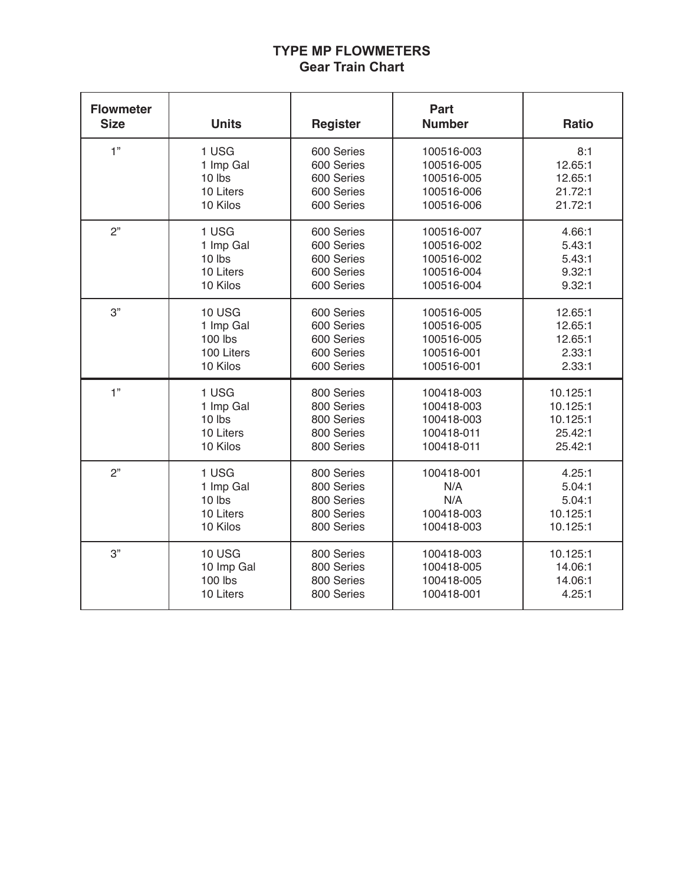# TYPE MP FLOWMETERS
## Gear Train Chart

| Flowmeter Size | Units | Register | Part Number | Ratio |
|---|---|---|---|---|
| 1" | 1 USG | 600 Series | 100516-003 | 8:1 |
| | 1 Imp Gal | 600 Series | 100516-005 | 12.65:1 |
| | 10 lbs | 600 Series | 100516-005 | 12.65:1 |
| | 10 Liters | 600 Series | 100516-006 | 21.72:1 |
| | 10 Kilos | 600 Series | 100516-006 | 21.72:1 |
| 2" | 1 USG | 600 Series | 100516-007 | 4.66:1 |
| | 1 Imp Gal | 600 Series | 100516-002 | 5.43:1 |
| | 10 lbs | 600 Series | 100516-002 | 5.43:1 |
| | 10 Liters | 600 Series | 100516-004 | 9.32:1 |
| | 10 Kilos | 600 Series | 100516-004 | 9.32:1 |
| 3" | 10 USG | 600 Series | 100516-005 | 12.65:1 |
| | 1 Imp Gal | 600 Series | 100516-005 | 12.65:1 |
| | 100 lbs | 600 Series | 100516-005 | 12.65:1 |
| | 100 Liters | 600 Series | 100516-001 | 2.33:1 |
| | 10 Kilos | 600 Series | 100516-001 | 2.33:1 |
| 1" | 1 USG | 800 Series | 100418-003 | 10.125:1 |
| | 1 Imp Gal | 800 Series | 100418-003 | 10.125:1 |
| | 10 lbs | 800 Series | 100418-003 | 10.125:1 |
| | 10 Liters | 800 Series | 100418-011 | 25.42:1 |
| | 10 Kilos | 800 Series | 100418-011 | 25.42:1 |
| 2" | 1 USG | 800 Series | 100418-001 | 4.25:1 |
| | 1 Imp Gal | 800 Series | N/A | 5.04:1 |
| | 10 lbs | 800 Series | N/A | 5.04:1 |
| | 10 Liters | 800 Series | 100418-003 | 10.125:1 |
| | 10 Kilos | 800 Series | 100418-003 | 10.125:1 |
| 3" | 10 USG | 800 Series | 100418-003 | 10.125:1 |
| | 10 Imp Gal | 800 Series | 100418-005 | 14.06:1 |
| | 100 lbs | 800 Series | 100418-005 | 14.06:1 |
| | 10 Liters | 800 Series | 100418-001 | 4.25:1 |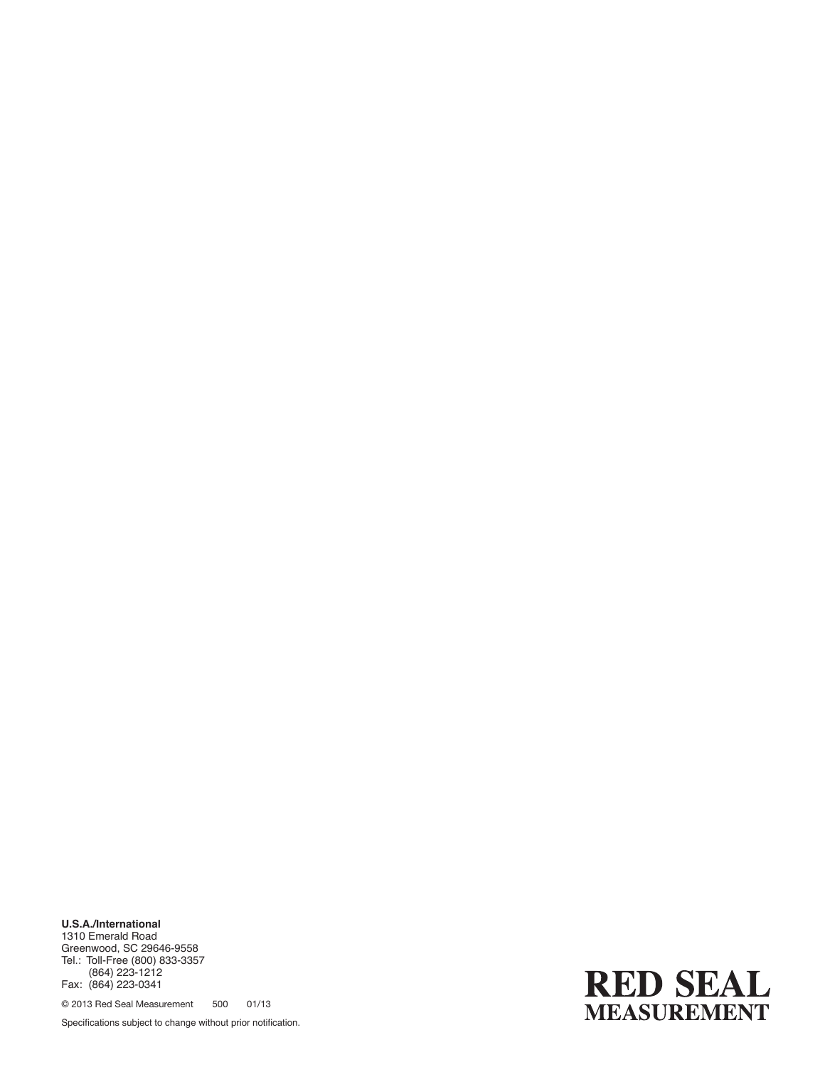**U.S.A./International**
1310 Emerald Road
Greenwood, SC 29646-9558
Tel.: Toll-Free (800) 833-3357
(864) 223-1212
Fax: (864) 223-0341

© 2013 Red Seal Measurement 500 01/13

Specifications subject to change without prior notification.

**RED SEAL MEASUREMENT**